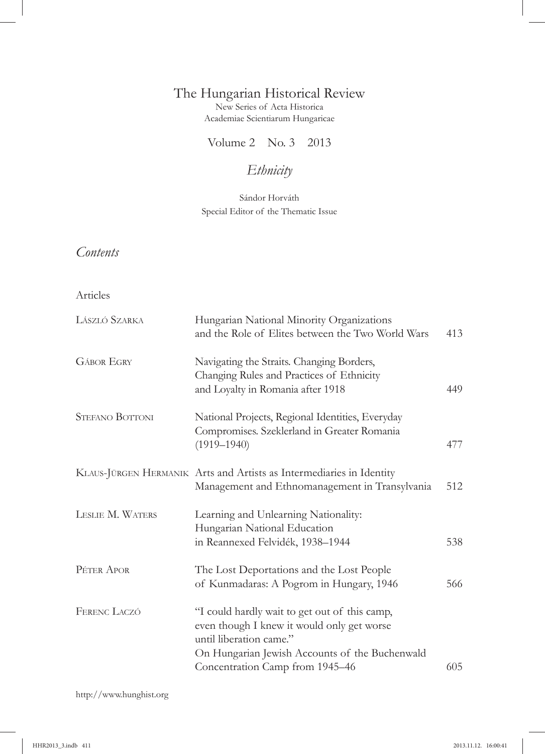# The Hungarian Historical Review

New Series of Acta Historica
Academiae Scientiarum Hungaricae

Volume 2 No. 3 2013

## *Ethnicity*

Sándor Horváth
Special Editor of the Thematic Issue

## *Contents*

Articles

| | | |
|---|---|---|
| László Szarka | Hungarian National Minority Organizations and the Role of Elites between the Two World Wars | 413 |
| Gábor Egry | Navigating the Straits. Changing Borders, Changing Rules and Practices of Ethnicity and Loyalty in Romania after 1918 | 449 |
| Stefano Bottoni | National Projects, Regional Identities, Everyday Compromises. Szeklerland in Greater Romania (1919–1940) | 477 |
| Klaus-Jürgen Hermanik | Arts and Artists as Intermediaries in Identity Management and Ethnomanagement in Transylvania | 512 |
| Leslie M. Waters | Learning and Unlearning Nationality: Hungarian National Education in Reannexed Felvidék, 1938–1944 | 538 |
| Péter Apor | The Lost Deportations and the Lost People of Kunmadaras: A Pogrom in Hungary, 1946 | 566 |
| Ferenc Laczó | "I could hardly wait to get out of this camp, even though I knew it would only get worse until liberation came." On Hungarian Jewish Accounts of the Buchenwald Concentration Camp from 1945–46 | 605 |

http://www.hunghist.org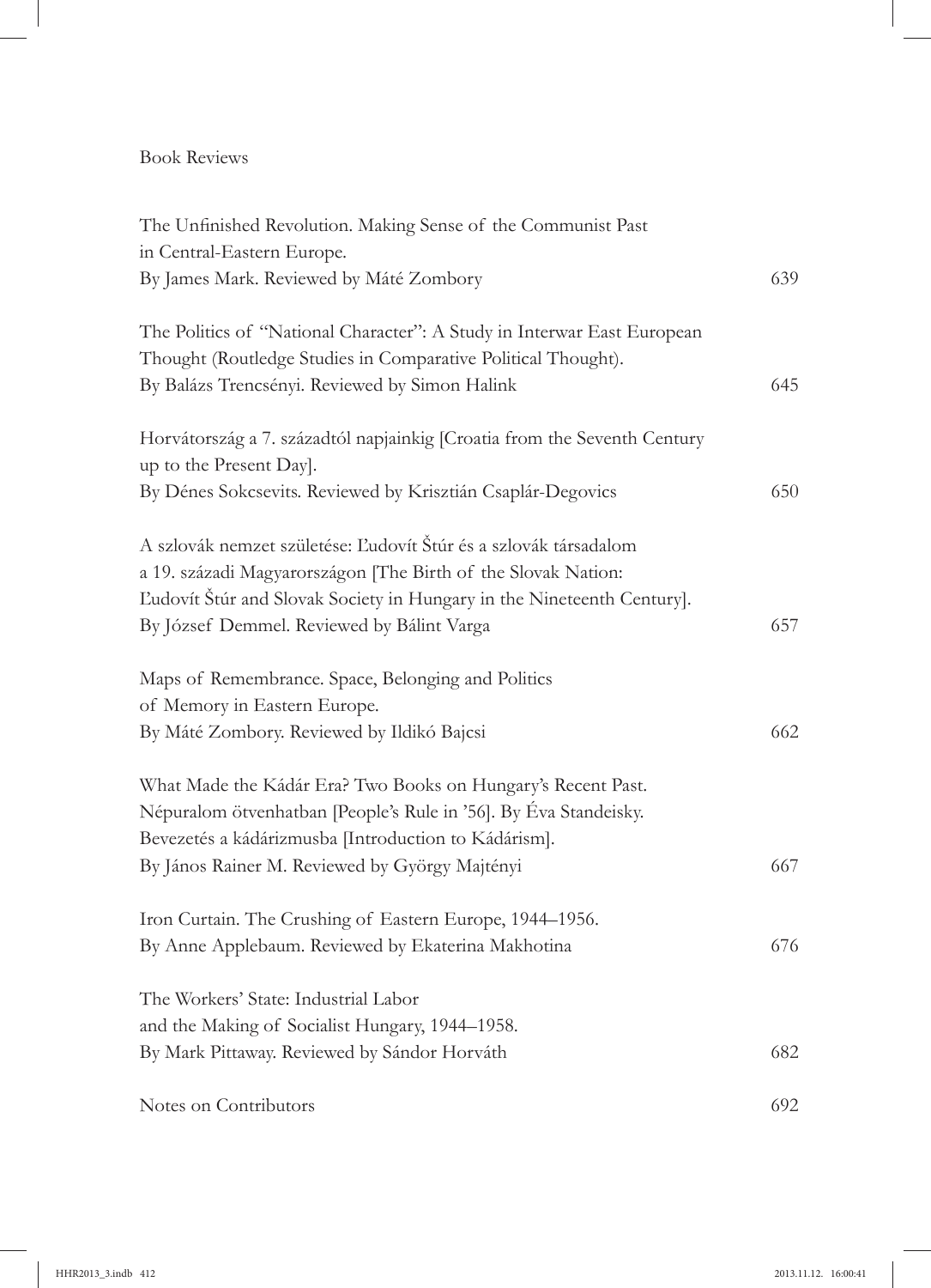Book Reviews

| | |
|---|---|
| The Unfinished Revolution. Making Sense of the Communist Past in Central-Eastern Europe. By James Mark. Reviewed by Máté Zombory | 639 |
| The Politics of "National Character": A Study in Interwar East European Thought (Routledge Studies in Comparative Political Thought). By Balázs Trencsényi. Reviewed by Simon Halink | 645 |
| Horvátország a 7. századtól napjainkig [Croatia from the Seventh Century up to the Present Day]. By Dénes Sokcsevits. Reviewed by Krisztián Csaplár-Degovics | 650 |
| A szlovák nemzet születése: Ľudovít Štúr és a szlovák társadalom a 19. századi Magyarországon [The Birth of the Slovak Nation: Ľudovít Štúr and Slovak Society in Hungary in the Nineteenth Century]. By József Demmel. Reviewed by Bálint Varga | 657 |
| Maps of Remembrance. Space, Belonging and Politics of Memory in Eastern Europe. By Máté Zombory. Reviewed by Ildikó Bajcsi | 662 |
| What Made the Kádár Era? Two Books on Hungary's Recent Past. Népuralom ötvenhatban [People's Rule in '56]. By Éva Standeisky. Bevezetés a kádárizmusba [Introduction to Kádárism]. By János Rainer M. Reviewed by György Majtényi | 667 |
| Iron Curtain. The Crushing of Eastern Europe, 1944–1956. By Anne Applebaum. Reviewed by Ekaterina Makhotina | 676 |
| The Workers' State: Industrial Labor and the Making of Socialist Hungary, 1944–1958. By Mark Pittaway. Reviewed by Sándor Horváth | 682 |
| Notes on Contributors | 692 |